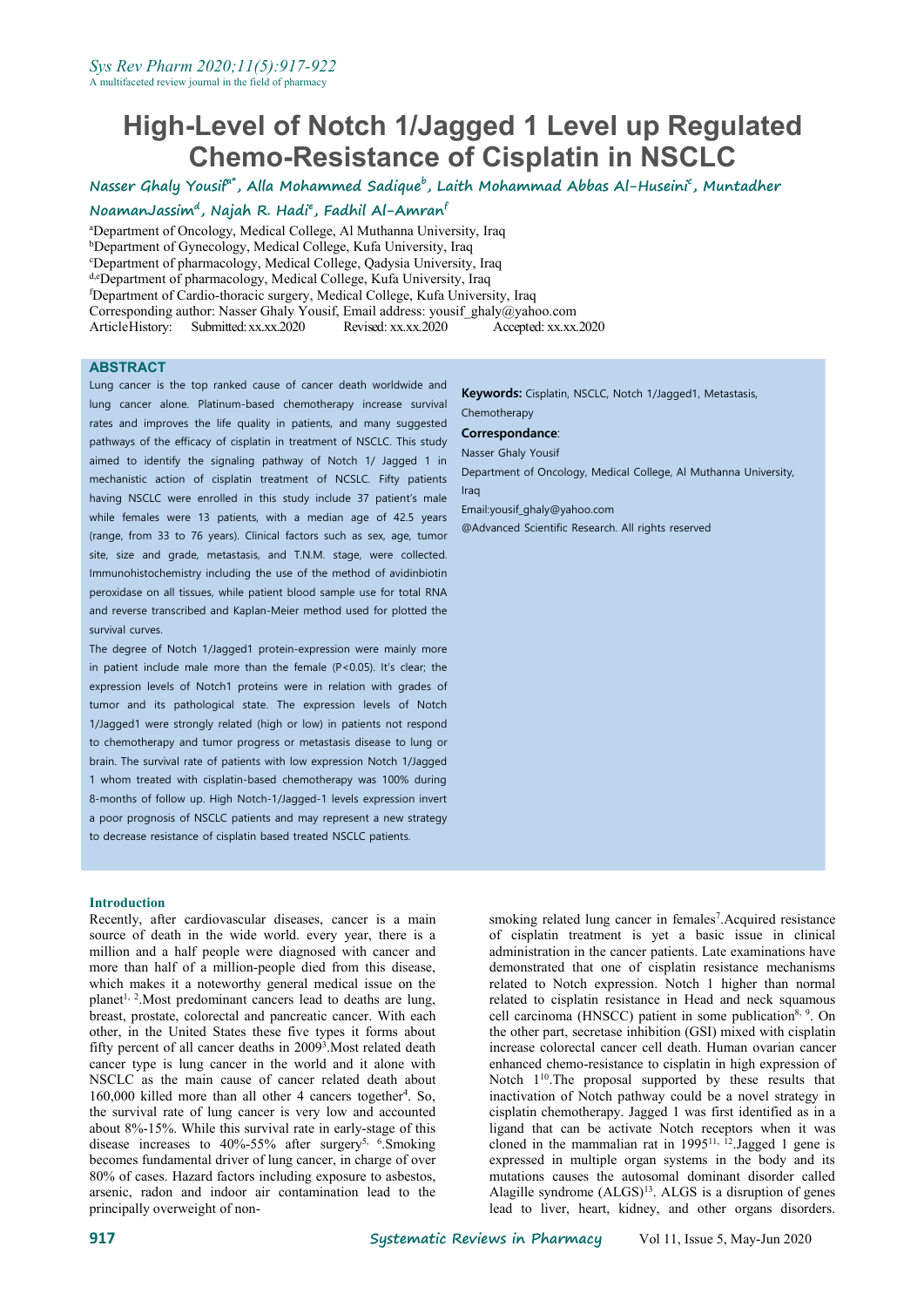# High-Level of Notch 1/Jagged 1 Level up Regulated Chemo-Resistance of Cisplatin in NSCLC

**Nasser Ghaly Yousif[a*], Alla Mohammed Sadique[b], Laith Mohammad Abbas Al-Huseini[c], Muntadher NoamanJassim[d], Najah R. Hadi[e], Fadhil Al-Amran[f]**

[a]Department of Oncology, Medical College, Al Muthanna University, Iraq
[b]Department of Gynecology, Medical College, Kufa University, Iraq
[c]Department of pharmacology, Medical College, Qadysia University, Iraq
[d,e]Department of pharmacology, Medical College, Kufa University, Iraq
[f]Department of Cardio-thoracic surgery, Medical College, Kufa University, Iraq
Corresponding author: Nasser Ghaly Yousif, Email address: yousif_ghaly@yahoo.com
ArticleHistory: Submitted: xx.xx.2020 Revised: xx.xx.2020 Accepted: xx.xx.2020

## ABSTRACT

Lung cancer is the top ranked cause of cancer death worldwide and lung cancer alone. Platinum-based chemotherapy increase survival rates and improves the life quality in patients, and many suggested pathways of the efficacy of cisplatin in treatment of NSCLC. This study aimed to identify the signaling pathway of Notch 1/ Jagged 1 in mechanistic action of cisplatin treatment of NCSLC. Fifty patients having NSCLC were enrolled in this study include 37 patient's male while females were 13 patients, with a median age of 42.5 years (range, from 33 to 76 years). Clinical factors such as sex, age, tumor site, size and grade, metastasis, and T.N.M. stage, were collected. Immunohistochemistry including the use of the method of avidinbiotin peroxidase on all tissues, while patient blood sample use for total RNA and reverse transcribed and Kaplan-Meier method used for plotted the survival curves.

The degree of Notch 1/Jagged1 protein-expression were mainly more in patient include male more than the female ($P<0.05$). It's clear; the expression levels of Notch1 proteins were in relation with grades of tumor and its pathological state. The expression levels of Notch 1/Jagged1 were strongly related (high or low) in patients not respond to chemotherapy and tumor progress or metastasis disease to lung or brain. The survival rate of patients with low expression Notch 1/Jagged 1 whom treated with cisplatin-based chemotherapy was 100% during 8-months of follow up. High Notch-1/Jagged-1 levels expression invert a poor prognosis of NSCLC patients and may represent a new strategy to decrease resistance of cisplatin based treated NSCLC patients.

**Keywords:** Cisplatin, NSCLC, Notch 1/Jagged1, Metastasis, Chemotherapy

**Correspondance**:
Nasser Ghaly Yousif
Department of Oncology, Medical College, Al Muthanna University, Iraq
Email:yousif_ghaly@yahoo.com
@Advanced Scientific Research. All rights reserved

## Introduction

Recently, after cardiovascular diseases, cancer is a main source of death in the wide world. every year, there is a million and a half people were diagnosed with cancer and more than half of a million-people died from this disease, which makes it a noteworthy general medical issue on the planet[1, 2].Most predominant cancers lead to deaths are lung, breast, prostate, colorectal and pancreatic cancer. With each other, in the United States these five types it forms about fifty percent of all cancer deaths in 2009[3].Most related death cancer type is lung cancer in the world and it alone with NSCLC as the main cause of cancer related death about 160,000 killed more than all other 4 cancers together[4]. So, the survival rate of lung cancer is very low and accounted about 8%-15%. While this survival rate in early-stage of this disease increases to 40%-55% after surgery[5, 6].Smoking becomes fundamental driver of lung cancer, in charge of over 80% of cases. Hazard factors including exposure to asbestos, arsenic, radon and indoor air contamination lead to the principally overweight of non-smoking related lung cancer in females[7].Acquired resistance of cisplatin treatment is yet a basic issue in clinical administration in the cancer patients. Late examinations have demonstrated that one of cisplatin resistance mechanisms related to Notch expression. Notch 1 higher than normal related to cisplatin resistance in Head and neck squamous cell carcinoma (HNSCC) patient in some publication[8, 9]. On the other part, secretase inhibition (GSI) mixed with cisplatin increase colorectal cancer cell death. Human ovarian cancer enhanced chemo-resistance to cisplatin in high expression of Notch 1[10].The proposal supported by these results that inactivation of Notch pathway could be a novel strategy in cisplatin chemotherapy. Jagged 1 was first identified as in a ligand that can be activate Notch receptors when it was cloned in the mammalian rat in 1995[11, 12].Jagged 1 gene is expressed in multiple organ systems in the body and its mutations causes the autosomal dominant disorder called Alagille syndrome (ALGS)[13]. ALGS is a disruption of genes lead to liver, heart, kidney, and other organs disorders.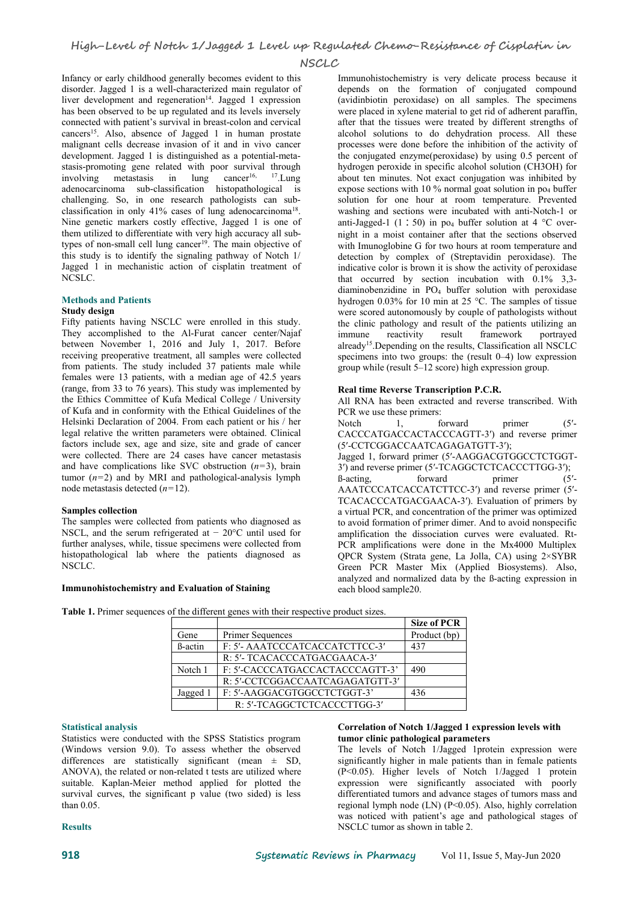Infancy or early childhood generally becomes evident to this disorder. Jagged 1 is a well-characterized main regulator of liver development and regeneration[14]. Jagged 1 expression has been observed to be up regulated and its levels inversely connected with patient's survival in breast-colon and cervical cancers[15]. Also, absence of Jagged 1 in human prostate malignant cells decrease invasion of it and in vivo cancer development. Jagged 1 is distinguished as a potential-meta-stasis-promoting gene related with poor survival through involving metastasis in lung cancer[16, 17]. Lung adenocarcinoma sub-classification histopathological is challenging. So, in one research pathologists can sub-classification in only 41% cases of lung adenocarcinoma[18]. Nine genetic markers costly effective, Jagged 1 is one of them utilized to differentiate with very high accuracy all sub-types of non-small cell lung cancer[19]. The main objective of this study is to identify the signaling pathway of Notch 1/ Jagged 1 in mechanistic action of cisplatin treatment of NCSLC.

## Methods and Patients

### Study design

Fifty patients having NSCLC were enrolled in this study. They accomplished to the Al-Furat cancer center/Najaf between November 1, 2016 and July 1, 2017. Before receiving preoperative treatment, all samples were collected from patients. The study included 37 patients male while females were 13 patients, with a median age of 42.5 years (range, from 33 to 76 years). This study was implemented by the Ethics Committee of Kufa Medical College / University of Kufa and in conformity with the Ethical Guidelines of the Helsinki Declaration of 2004. From each patient or his / her legal relative the written parameters were obtained. Clinical factors include sex, age and size, site and grade of cancer were collected. There are 24 cases have cancer metastasis and have complications like SVC obstruction ($n=3$), brain tumor ($n=2$) and by MRI and pathological-analysis lymph node metastasis detected ($n=12$).

### Samples collection

The samples were collected from patients who diagnosed as NSCL, and the serum refrigerated at − 20°C until used for further analyses, while, tissue specimens were collected from histopathological lab where the patients diagnosed as NSCLC.

### Immunohistochemistry and Evaluation of Staining

Immunohistochemistry is very delicate process because it depends on the formation of conjugated compound (avidinbiotin peroxidase) on all samples. The specimens were placed in xylene material to get rid of adherent paraffin, after that the tissues were treated by different strengths of alcohol solutions to do dehydration process. All these processes were done before the inhibition of the activity of the conjugated enzyme(peroxidase) by using 0.5 percent of hydrogen peroxide in specific alcohol solution ($CH_3OH$) for about ten minutes. Not exact conjugation was inhibited by expose sections with 10 % normal goat solution in $po_4$ buffer solution for one hour at room temperature. Prevented washing and sections were incubated with anti-Notch-1 or anti-Jagged-1 (1 : 50) in $po_4$ buffer solution at 4 °C over-night in a moist container after that the sections observed with Imunoglobine G for two hours at room temperature and detection by complex of (Streptavidin peroxidase). The indicative color is brown it is show the activity of peroxidase that occurred by section incubation with 0.1% 3,3-diaminobenzidine in $PO_4$ buffer solution with peroxidase hydrogen 0.03% for 10 min at 25 °C. The samples of tissue were scored autonomously by couple of pathologists without the clinic pathology and result of the patients utilizing an immune reactivity result framework portrayed already[15]. Depending on the results, Classification all NSCLC specimens into two groups: the (result 0–4) low expression group while (result 5–12 score) high expression group.

### Real time Reverse Transcription P.C.R.

All RNA has been extracted and reverse transcribed. With PCR we use these primers:

Notch 1, forward primer (5′-CACCCATGACCACTACCCAGTT-3′) and reverse primer (5′-CCTCGGACCAATCAGAGATGTT-3′);

Jagged 1, forward primer (5′-AAGGACGTGGCCTCTGGT-3′) and reverse primer (5′-TCAGGCTCTCACCCTTGG-3′);

ß-acting, forward primer (5′-AAATCCCATCACCATCTTCC-3′) and reverse primer (5′-TCACACCCATGACGAACA-3′). Evaluation of primers by a virtual PCR, and concentration of the primer was optimized to avoid formation of primer dimer. And to avoid nonspecific amplification the dissociation curves were evaluated. Rt-PCR amplifications were done in the Mx4000 Multiplex QPCR System (Strata gene, La Jolla, CA) using 2×SYBR Green PCR Master Mix (Applied Biosystems). Also, analyzed and normalized data by the ß-acting expression in each blood sample20.

**Table 1.** Primer sequences of the different genes with their respective product sizes.

| Gene | Primer Sequences | Size of PCR Product (bp) |
|---|---|---|
| ß-actin | F: 5′- AAATCCCATCACCATCTTCC-3′ | 437 |
| | R: 5′- TCACACCCATGACGAACA-3′ | |
| Notch 1 | F: 5′-CACCCATGACCACTACCCAGTT-3’ | 490 |
| | R: 5′-CCTCGGACCAATCAGAGATGTT-3′ | |
| Jagged 1 | F: 5′-AAGGACGTGGCCTCTGGT-3’ | 436 |
| | R: 5′-TCAGGCTCTCACCCTTGG-3′ | |

### Statistical analysis

Statistics were conducted with the SPSS Statistics program (Windows version 9.0). To assess whether the observed differences are statistically significant (mean ± SD, ANOVA), the related or non-related t tests are utilized where suitable. Kaplan-Meier method applied for plotted the survival curves, the significant p value (two sided) is less than 0.05.

## Results

### Correlation of Notch 1/Jagged 1 expression levels with tumor clinic pathological parameters

The levels of Notch 1/Jagged 1protein expression were significantly higher in male patients than in female patients ($P<0.05$). Higher levels of Notch 1/Jagged 1 protein expression were significantly associated with poorly differentiated tumors and advance stages of tumors mass and regional lymph node (LN) ($P<0.05$). Also, highly correlation was noticed with patient's age and pathological stages of NSCLC tumor as shown in table 2.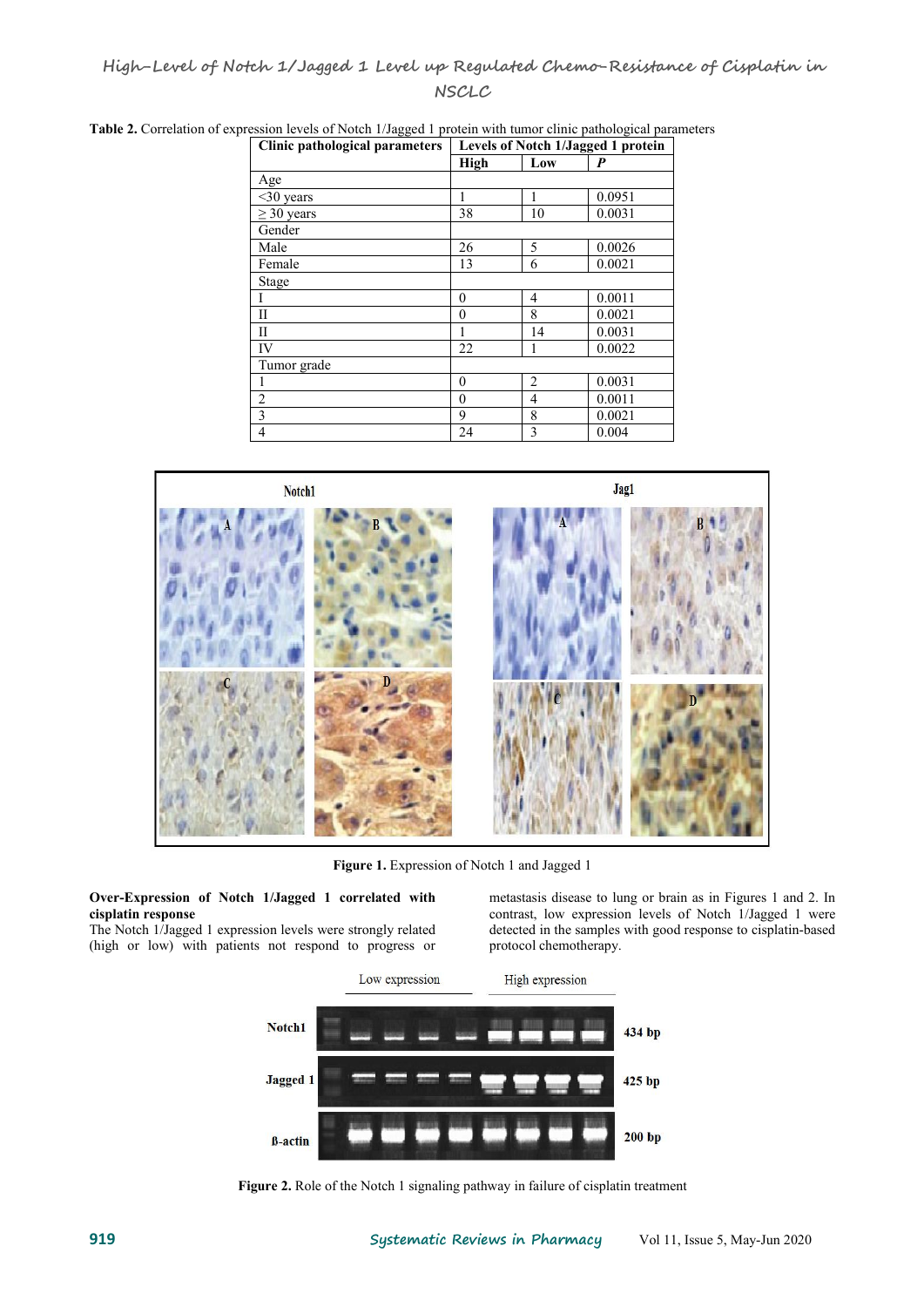**Table 2.** Correlation of expression levels of Notch 1/Jagged 1 protein with tumor clinic pathological parameters

| Clinic pathological parameters | Levels of Notch 1/Jagged 1 protein | | |
|---|---|---|---|
| | High | Low | *P* |
| Age | | | |
| <30 years | 1 | 1 | 0.0951 |
| ≥ 30 years | 38 | 10 | 0.0031 |
| Gender | | | |
| Male | 26 | 5 | 0.0026 |
| Female | 13 | 6 | 0.0021 |
| Stage | | | |
| I | 0 | 4 | 0.0011 |
| II | 0 | 8 | 0.0021 |
| II | 1 | 14 | 0.0031 |
| IV | 22 | 1 | 0.0022 |
| Tumor grade | | | |
| 1 | 0 | 2 | 0.0031 |
| 2 | 0 | 4 | 0.0011 |
| 3 | 9 | 8 | 0.0021 |
| 4 | 24 | 3 | 0.004 |

Notch1

Jag1

A B C D

A B C D

**Figure 1.** Expression of Notch 1 and Jagged 1

**Over-Expression of Notch 1/Jagged 1 correlated with cisplatin response**

The Notch 1/Jagged 1 expression levels were strongly related (high or low) with patients not respond to progress or metastasis disease to lung or brain as in Figures 1 and 2. In contrast, low expression levels of Notch 1/Jagged 1 were detected in the samples with good response to cisplatin-based protocol chemotherapy.

Low expression

High expression

Notch1

Jagged 1

ß-actin

434 bp

425 bp

200 bp

**Figure 2.** Role of the Notch 1 signaling pathway in failure of cisplatin treatment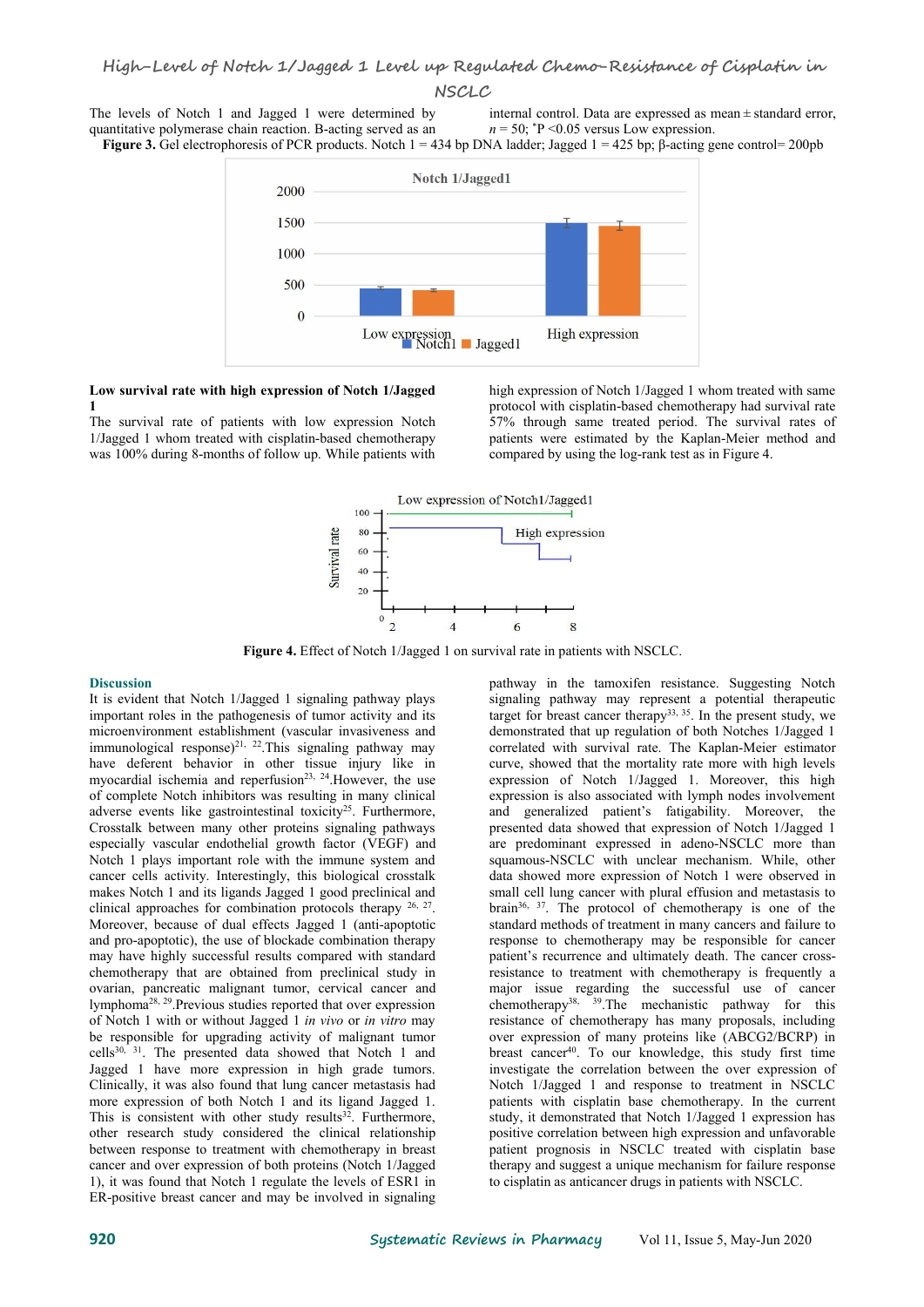The levels of Notch 1 and Jagged 1 were determined by quantitative polymerase chain reaction. B-acting served as an internal control. Data are expressed as mean ± standard error, $n = 50$; $^{*}P < 0.05$ versus Low expression.

**Figure 3.** Gel electrophoresis of PCR products. Notch 1 = 434 bp DNA ladder; Jagged 1 = 425 bp; β-acting gene control= 200pb

Notch 1/Jagged1

2000
1500
1000
500
0

Low expression
High expression

Notch1
Jagged1

### Low survival rate with high expression of Notch 1/Jagged 1

The survival rate of patients with low expression Notch 1/Jagged 1 whom treated with cisplatin-based chemotherapy was 100% during 8-months of follow up. While patients with high expression of Notch 1/Jagged 1 whom treated with same protocol with cisplatin-based chemotherapy had survival rate 57% through same treated period. The survival rates of patients were estimated by the Kaplan-Meier method and compared by using the log-rank test as in Figure 4.

Low expression of Notch1/Jagged1

High expression

Survival rate

100
80
60
40
20
0

2
4
6
8

**Figure 4.** Effect of Notch 1/Jagged 1 on survival rate in patients with NSCLC.

## Discussion

It is evident that Notch 1/Jagged 1 signaling pathway plays important roles in the pathogenesis of tumor activity and its microenvironment establishment (vascular invasiveness and immunological response)[21, 22].This signaling pathway may have deferent behavior in other tissue injury like myocardial ischemia and reperfusion[23, 24].However, the use of complete Notch inhibitors was resulting in many clinical adverse events like gastrointestinal toxicity[25]. Furthermore, Crosstalk between many other proteins signaling pathways especially vascular endothelial growth factor (VEGF) and Notch 1 plays important role with the immune system and cancer cells activity. Interestingly, this biological crosstalk makes Notch 1 and its ligands Jagged 1 good preclinical and clinical approaches for combination protocols therapy [26, 27]. Moreover, because of dual effects Jagged 1 (anti-apoptotic and pro-apoptotic), the use of blockade combination therapy may have highly successful results compared with standard chemotherapy that are obtained from preclinical study in ovarian, pancreatic malignant tumor, cervical cancer and lymphoma[28, 29].Previous studies reported that over expression of Notch 1 with or without Jagged 1 *in vivo* or *in vitro* may be responsible for upgrading activity of malignant tumor cells[30, 31]. The presented data showed that Notch 1 and Jagged 1 have more expression in high grade tumors. Clinically, it was also found that lung cancer metastasis had more expression of both Notch 1 and its ligand Jagged 1. This is consistent with other study results[32]. Furthermore, other research study considered the clinical relationship between response to treatment with chemotherapy in breast cancer and over expression of both proteins (Notch 1/Jagged 1), it was found that Notch 1 regulate the levels of ESR1 in ER-positive breast cancer and may be involved in signaling pathway in the tamoxifen resistance. Suggesting Notch signaling pathway may represent a potential therapeutic target for breast cancer therapy[33, 35]. In the present study, we demonstrated that up regulation of both Notches 1/Jagged 1 correlated with survival rate. The Kaplan-Meier estimator curve, showed that the mortality rate more with high levels expression of Notch 1/Jagged 1. Moreover, this high expression is also associated with lymph nodes involvement and generalized patient's fatigability. Moreover, the presented data showed that expression of Notch 1/Jagged 1 are predominant expressed in adeno-NSCLC more than squamous-NSCLC with unclear mechanism. While, other data showed more expression of Notch 1 were observed in small cell lung cancer with plural effusion and metastasis to brain[36, 37]. The protocol of chemotherapy is one of the standard methods of treatment in many cancers and failure to response to chemotherapy may be responsible for cancer patient's recurrence and ultimately death. The cancer cross-resistance to treatment with chemotherapy is frequently a major issue regarding the successful use of cancer chemotherapy[38, 39].The mechanistic pathway for this resistance of chemotherapy has many proposals, including over expression of many proteins like (ABCG2/BCRP) in breast cancer[40]. To our knowledge, this study first time investigate the correlation between the over expression of Notch 1/Jagged 1 and response to treatment in NSCLC patients with cisplatin base chemotherapy. In the current study, it demonstrated that Notch 1/Jagged 1 expression has positive correlation between high expression and unfavorable patient prognosis in NSCLC treated with cisplatin base therapy and suggest a unique mechanism for failure response to cisplatin as anticancer drugs in patients with NSCLC.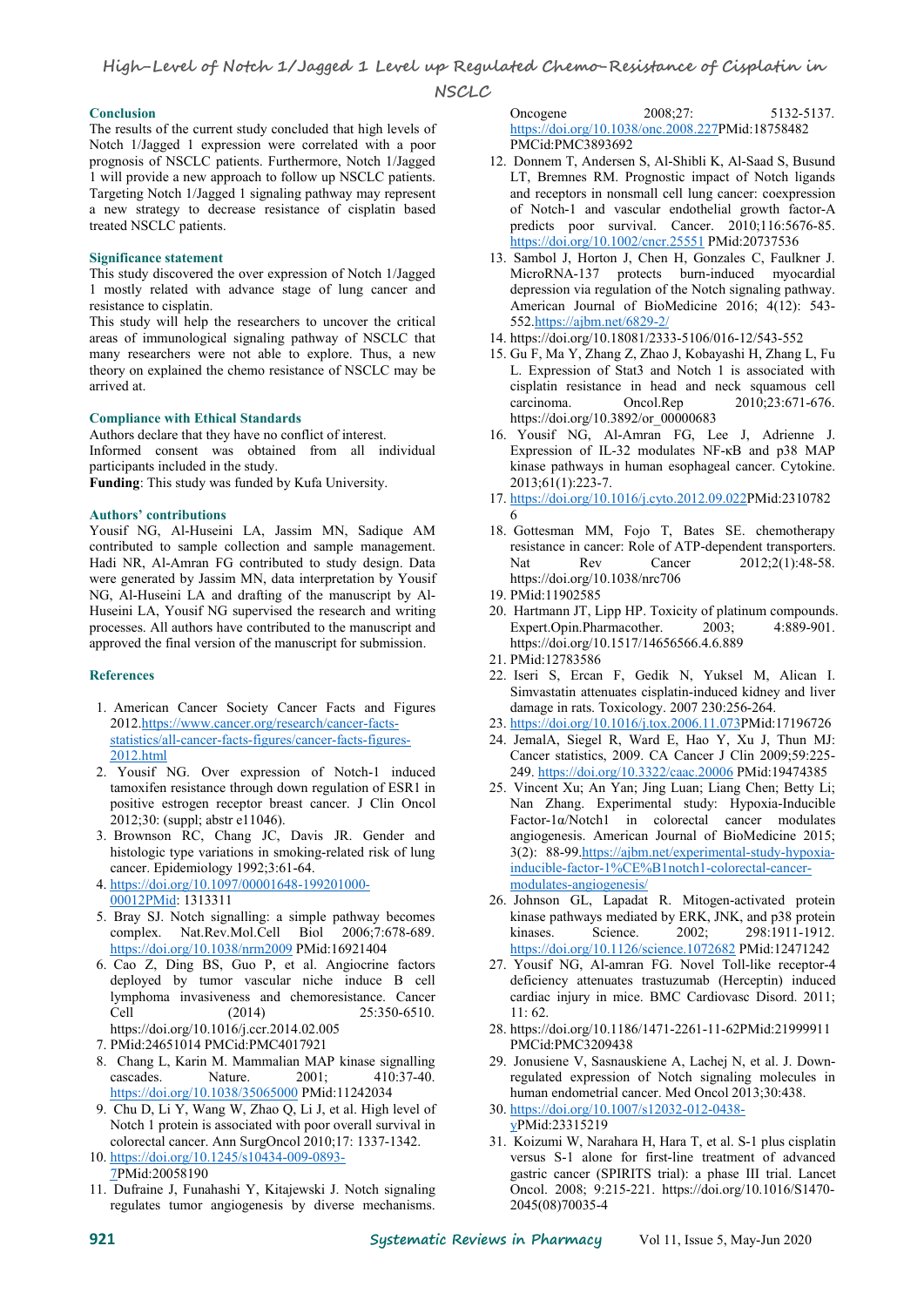## Conclusion

The results of the current study concluded that high levels of Notch 1/Jagged 1 expression were correlated with a poor prognosis of NSCLC patients. Furthermore, Notch 1/Jagged 1 will provide a new approach to follow up NSCLC patients. Targeting Notch 1/Jagged 1 signaling pathway may represent a new strategy to decrease resistance of cisplatin based treated NSCLC patients.

## Significance statement

This study discovered the over expression of Notch 1/Jagged 1 mostly related with advance stage of lung cancer and resistance to cisplatin.

This study will help the researchers to uncover the critical areas of immunological signaling pathway of NSCLC that many researchers were not able to explore. Thus, a new theory on explained the chemo resistance of NSCLC may be arrived at.

## Compliance with Ethical Standards

Authors declare that they have no conflict of interest.

Informed consent was obtained from all individual participants included in the study.

**Funding**: This study was funded by Kufa University.

## Authors' contributions

Yousif NG, Al-Huseini LA, Jassim MN, Sadique AM contributed to sample collection and sample management. Hadi NR, Al-Amran FG contributed to study design. Data were generated by Jassim MN, data interpretation by Yousif NG, Al-Huseini LA and drafting of the manuscript by Al-Huseini LA, Yousif NG supervised the research and writing processes. All authors have contributed to the manuscript and approved the final version of the manuscript for submission.

## References

1. American Cancer Society Cancer Facts and Figures 2012.https://www.cancer.org/research/cancer-facts-statistics/all-cancer-facts-figures/cancer-facts-figures-2012.html
2. Yousif NG. Over expression of Notch-1 induced tamoxifen resistance through down regulation of ESR1 in positive estrogen receptor breast cancer. J Clin Oncol 2012;30: (suppl; abstr e11046).
3. Brownson RC, Chang JC, Davis JR. Gender and histologic type variations in smoking-related risk of lung cancer. Epidemiology 1992;3:61-64.
4. https://doi.org/10.1097/00001648-199201000-00012PMid: 1313311
5. Bray SJ. Notch signalling: a simple pathway becomes complex. Nat.Rev.Mol.Cell Biol 2006;7:678-689. https://doi.org/10.1038/nrm2009 PMid:16921404
6. Cao Z, Ding BS, Guo P, et al. Angiocrine factors deployed by tumor vascular niche induce B cell lymphoma invasiveness and chemoresistance. Cancer Cell (2014) 25:350-6510. https://doi.org/10.1016/j.ccr.2014.02.005
7. PMid:24651014 PMCid:PMC4017921
8. Chang L, Karin M. Mammalian MAP kinase signalling cascades. Nature. 2001; 410:37-40. https://doi.org/10.1038/35065000 PMid:11242034
9. Chu D, Li Y, Wang W, Zhao Q, Li J, et al. High level of Notch 1 protein is associated with poor overall survival in colorectal cancer. Ann SurgOncol 2010;17: 1337-1342.
10. https://doi.org/10.1245/s10434-009-0893-7PMid:20058190
11. Dufraine J, Funahashi Y, Kitajewski J. Notch signaling regulates tumor angiogenesis by diverse mechanisms. Oncogene 2008;27: 5132-5137. https://doi.org/10.1038/onc.2008.227PMid:18758482 PMCid:PMC3893692
12. Donnem T, Andersen S, Al-Shibli K, Al-Saad S, Busund LT, Bremnes RM. Prognostic impact of Notch ligands and receptors in nonsmall cell lung cancer: coexpression of Notch-1 and vascular endothelial growth factor-A predicts poor survival. Cancer. 2010;116:5676-85. https://doi.org/10.1002/cncr.25551 PMid:20737536
13. Sambol J, Horton J, Chen H, Gonzales C, Faulkner J. MicroRNA-137 protects burn-induced myocardial depression via regulation of the Notch signaling pathway. American Journal of BioMedicine 2016; 4(12): 543-552.https://ajbm.net/6829-2/
14. https://doi.org/10.18081/2333-5106/016-12/543-552
15. Gu F, Ma Y, Zhang Z, Zhao J, Kobayashi H, Zhang L, Fu L. Expression of Stat3 and Notch 1 is associated with cisplatin resistance in head and neck squamous cell carcinoma. Oncol.Rep 2010;23:671-676. https://doi.org/10.3892/or_00000683
16. Yousif NG, Al-Amran FG, Lee J, Adrienne J. Expression of IL-32 modulates NF-κB and p38 MAP kinase pathways in human esophageal cancer. Cytokine. 2013;61(1):223-7.
17. https://doi.org/10.1016/j.cyto.2012.09.022PMid:23107826
18. Gottesman MM, Fojo T, Bates SE. chemotherapy resistance in cancer: Role of ATP-dependent transporters. Nat Rev Cancer 2012;2(1):48-58. https://doi.org/10.1038/nrc706
19. PMid:11902585
20. Hartmann JT, Lipp HP. Toxicity of platinum compounds. Expert.Opin.Pharmacother. 2003; 4:889-901. https://doi.org/10.1517/14656566.4.6.889
21. PMid:12783586
22. Iseri S, Ercan F, Gedik N, Yuksel M, Alican I. Simvastatin attenuates cisplatin-induced kidney and liver damage in rats. Toxicology. 2007 230:256-264.
23. https://doi.org/10.1016/j.tox.2006.11.073PMid:17196726
24. JemalA, Siegel R, Ward E, Hao Y, Xu J, Thun MJ: Cancer statistics, 2009. CA Cancer J Clin 2009;59:225-249. https://doi.org/10.3322/caac.20006 PMid:19474385
25. Vincent Xu; An Yan; Jing Luan; Liang Chen; Betty Li; Nan Zhang. Experimental study: Hypoxia-Inducible Factor-1α/Notch1 in colorectal cancer modulates angiogenesis. American Journal of BioMedicine 2015; 3(2): 88-99.https://ajbm.net/experimental-study-hypoxia-inducible-factor-1%CE%B1notch1-colorectal-cancer-modulates-angiogenesis/
26. Johnson GL, Lapadat R. Mitogen-activated protein kinase pathways mediated by ERK, JNK, and p38 protein kinases. Science. 2002; 298:1911-1912. https://doi.org/10.1126/science.1072682 PMid:12471242
27. Yousif NG, Al-amran FG. Novel Toll-like receptor-4 deficiency attenuates trastuzumab (Herceptin) induced cardiac injury in mice. BMC Cardiovasc Disord. 2011; 11: 62.
28. https://doi.org/10.1186/1471-2261-11-62PMid:21999911 PMCid:PMC3209438
29. Jonusiene V, Sasnauskiene A, Lachej N, et al. J. Down-regulated expression of Notch signaling molecules in human endometrial cancer. Med Oncol 2013;30:438.
30. https://doi.org/10.1007/s12032-012-0438-yPMid:23315219
31. Koizumi W, Narahara H, Hara T, et al. S-1 plus cisplatin versus S-1 alone for first-line treatment of advanced gastric cancer (SPIRITS trial): a phase III trial. Lancet Oncol. 2008; 9:215-221. https://doi.org/10.1016/S1470-2045(08)70035-4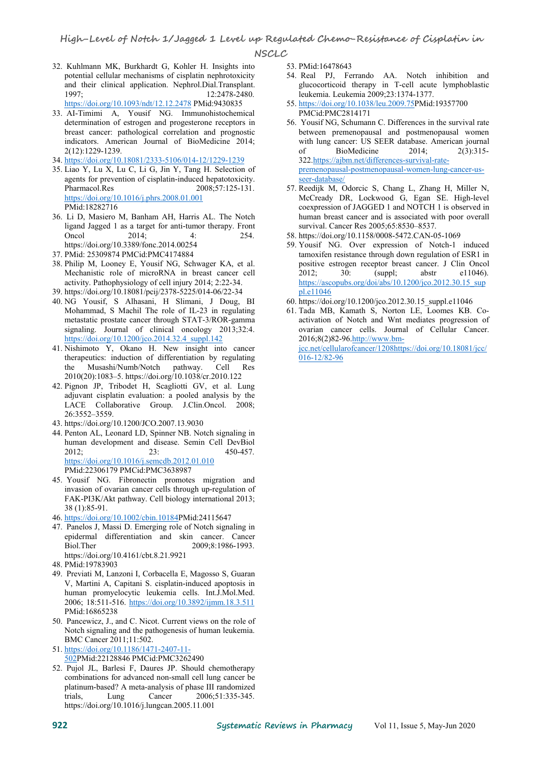32. Kuhlmann MK, Burkhardt G, Kohler H. Insights into potential cellular mechanisms of cisplatin nephrotoxicity and their clinical application. Nephrol.Dial.Transplant. 1997; 12:2478-2480. https://doi.org/10.1093/ndt/12.12.2478 PMid:9430835
33. AI-Timimi A, Yousif NG. Immunohistochemical determination of estrogen and progesterone receptors in breast cancer: pathological correlation and prognostic indicators. American Journal of BioMedicine 2014; 2(12):1229-1239.
34. https://doi.org/10.18081/2333-5106/014-12/1229-1239
35. Liao Y, Lu X, Lu C, Li G, Jin Y, Tang H. Selection of agents for prevention of cisplatin-induced hepatotoxicity. Pharmacol.Res 2008;57:125-131. https://doi.org/10.1016/j.phrs.2008.01.001 PMid:18282716
36. Li D, Masiero M, Banham AH, Harris AL. The Notch ligand Jagged 1 as a target for anti-tumor therapy. Front Oncol 2014; 4: 254. https://doi.org/10.3389/fonc.2014.00254
37. PMid: 25309874 PMCid:PMC4174884
38. Philip M, Looney E, Yousif NG, Schwager KA, et al. Mechanistic role of microRNA in breast cancer cell activity. Pathophysiology of cell injury 2014; 2:22-34.
39. https://doi.org/10.18081/pcij/2378-5225/014-06/22-34
40. NG Yousif, S Alhasani, H Slimani, J Doug, BI Mohammad, S Machil The role of IL-23 in regulating metastatic prostate cancer through STAT-3/ROR-gamma signaling. Journal of clinical oncology 2013;32:4. https://doi.org/10.1200/jco.2014.32.4_suppl.142
41. Nishimoto Y, Okano H. New insight into cancer therapeutics: induction of differentiation by regulating the Musashi/Numb/Notch pathway. Cell Res 2010(20):1083–5. https://doi.org/10.1038/cr.2010.122
42. Pignon JP, Tribodet H, Scagliotti GV, et al. Lung adjuvant cisplatin evaluation: a pooled analysis by the LACE Collaborative Group. J.Clin.Oncol. 2008; 26:3552–3559.
43. https://doi.org/10.1200/JCO.2007.13.9030
44. Penton AL, Leonard LD, Spinner NB. Notch signaling in human development and disease. Semin Cell DevBiol 2012; 23: 450-457. https://doi.org/10.1016/j.semcdb.2012.01.010 PMid:22306179 PMCid:PMC3638987
45. Yousif NG. Fibronectin promotes migration and invasion of ovarian cancer cells through up-regulation of FAK-PI3K/Akt pathway. Cell biology international 2013; 38 (1):85-91.
46. https://doi.org/10.1002/cbin.10184PMid:24115647
47. Panelos J, Massi D. Emerging role of Notch signaling in epidermal differentiation and skin cancer. Cancer Biol.Ther 2009;8:1986-1993. https://doi.org/10.4161/cbt.8.21.9921
48. PMid:19783903
49. Previati M, Lanzoni I, Corbacella E, Magosso S, Guaran V, Martini A, Capitani S. cisplatin-induced apoptosis in human promyelocytic leukemia cells. Int.J.Mol.Med. 2006; 18:511-516. https://doi.org/10.3892/ijmm.18.3.511 PMid:16865238
50. Pancewicz, J., and C. Nicot. Current views on the role of Notch signaling and the pathogenesis of human leukemia. BMC Cancer 2011;11:502.
51. https://doi.org/10.1186/1471-2407-11-502PMid:22128846 PMCid:PMC3262490
52. Pujol JL, Barlesi F, Daures JP. Should chemotherapy combinations for advanced non-small cell lung cancer be platinum-based? A meta-analysis of phase III randomized trials, Lung Cancer 2006;51:335-345. https://doi.org/10.1016/j.lungcan.2005.11.001
53. PMid:16478643
54. Real PJ, Ferrando AA. Notch inhibition and glucocorticoid therapy in T-cell acute lymphoblastic leukemia. Leukemia 2009;23:1374-1377.
55. https://doi.org/10.1038/leu.2009.75PMid:19357700 PMCid:PMC2814171
56. Yousif NG, Schumann C. Differences in the survival rate between premenopausal and postmenopausal women with lung cancer: US SEER database. American journal of BioMedicine 2014; 2(3):315-322.https://ajbm.net/differences-survival-rate-premenopausal-postmenopausal-women-lung-cancer-us-seer-database/
57. Reedijk M, Odorcic S, Chang L, Zhang H, Miller N, McCready DR, Lockwood G, Egan SE. High-level coexpression of JAGGED 1 and NOTCH 1 is observed in human breast cancer and is associated with poor overall survival. Cancer Res 2005;65:8530–8537.
58. https://doi.org/10.1158/0008-5472.CAN-05-1069
59. Yousif NG. Over expression of Notch-1 induced tamoxifen resistance through down regulation of ESR1 in positive estrogen receptor breast cancer. J Clin Oncol 2012; 30: (suppl; abstr e11046). https://ascopubs.org/doi/abs/10.1200/jco.2012.30.15_suppl.e11046
60. https://doi.org/10.1200/jco.2012.30.15_suppl.e11046
61. Tada MB, Kamath S, Norton LE, Loomes KB. Co-activation of Notch and Wnt mediates progression of ovarian cancer cells. Journal of Cellular Cancer. 2016;8(2)82-96.http://www.bm-jcc.net/cellularofcancer/1208https://doi.org/10.18081/jcc/016-12/82-96